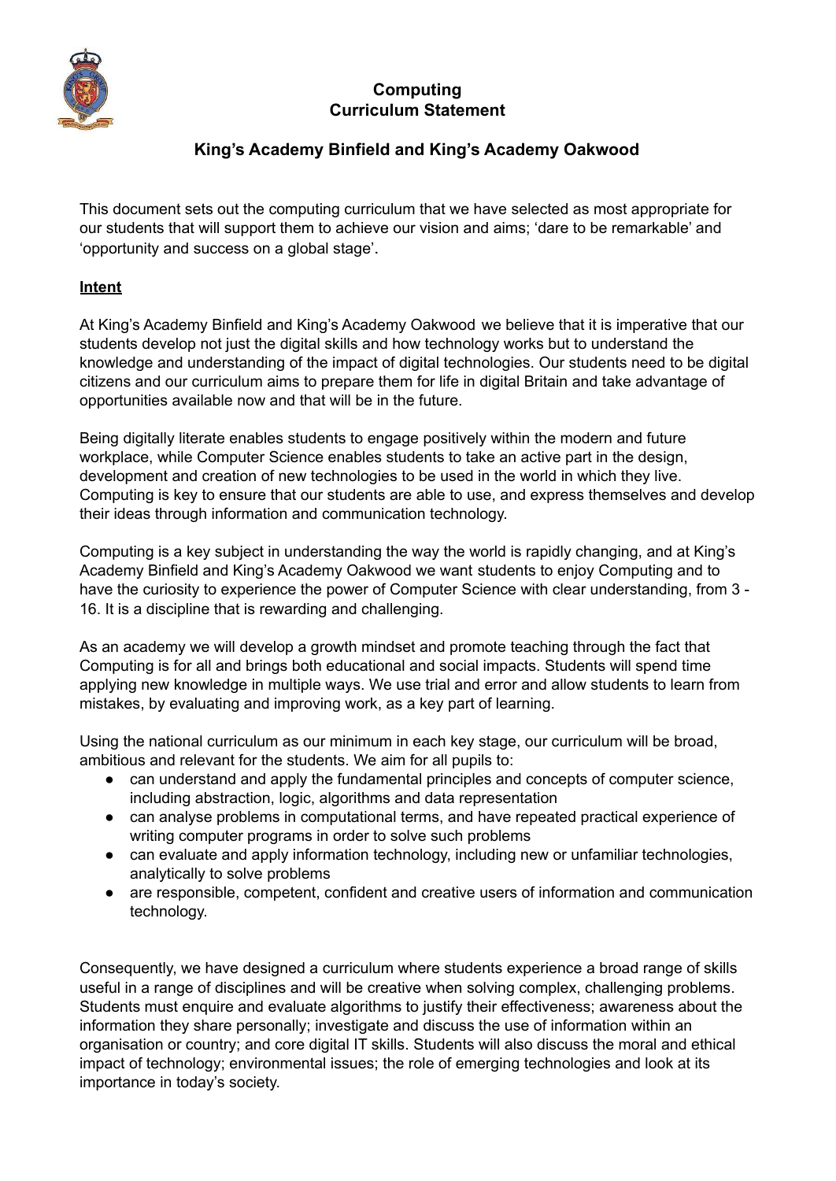# Computing
# Curriculum Statement

## King's Academy Binfield and King's Academy Oakwood

This document sets out the computing curriculum that we have selected as most appropriate for our students that will support them to achieve our vision and aims; 'dare to be remarkable' and 'opportunity and success on a global stage'.

**Intent**

At King's Academy Binfield and King's Academy Oakwood we believe that it is imperative that our students develop not just the digital skills and how technology works but to understand the knowledge and understanding of the impact of digital technologies. Our students need to be digital citizens and our curriculum aims to prepare them for life in digital Britain and take advantage of opportunities available now and that will be in the future.

Being digitally literate enables students to engage positively within the modern and future workplace, while Computer Science enables students to take an active part in the design, development and creation of new technologies to be used in the world in which they live. Computing is key to ensure that our students are able to use, and express themselves and develop their ideas through information and communication technology.

Computing is a key subject in understanding the way the world is rapidly changing, and at King's Academy Binfield and King's Academy Oakwood we want students to enjoy Computing and to have the curiosity to experience the power of Computer Science with clear understanding, from 3 - 16. It is a discipline that is rewarding and challenging.

As an academy we will develop a growth mindset and promote teaching through the fact that Computing is for all and brings both educational and social impacts. Students will spend time applying new knowledge in multiple ways. We use trial and error and allow students to learn from mistakes, by evaluating and improving work, as a key part of learning.

Using the national curriculum as our minimum in each key stage, our curriculum will be broad, ambitious and relevant for the students. We aim for all pupils to:

- can understand and apply the fundamental principles and concepts of computer science, including abstraction, logic, algorithms and data representation
- can analyse problems in computational terms, and have repeated practical experience of writing computer programs in order to solve such problems
- can evaluate and apply information technology, including new or unfamiliar technologies, analytically to solve problems
- are responsible, competent, confident and creative users of information and communication technology.

Consequently, we have designed a curriculum where students experience a broad range of skills useful in a range of disciplines and will be creative when solving complex, challenging problems. Students must enquire and evaluate algorithms to justify their effectiveness; awareness about the information they share personally; investigate and discuss the use of information within an organisation or country; and core digital IT skills. Students will also discuss the moral and ethical impact of technology; environmental issues; the role of emerging technologies and look at its importance in today's society.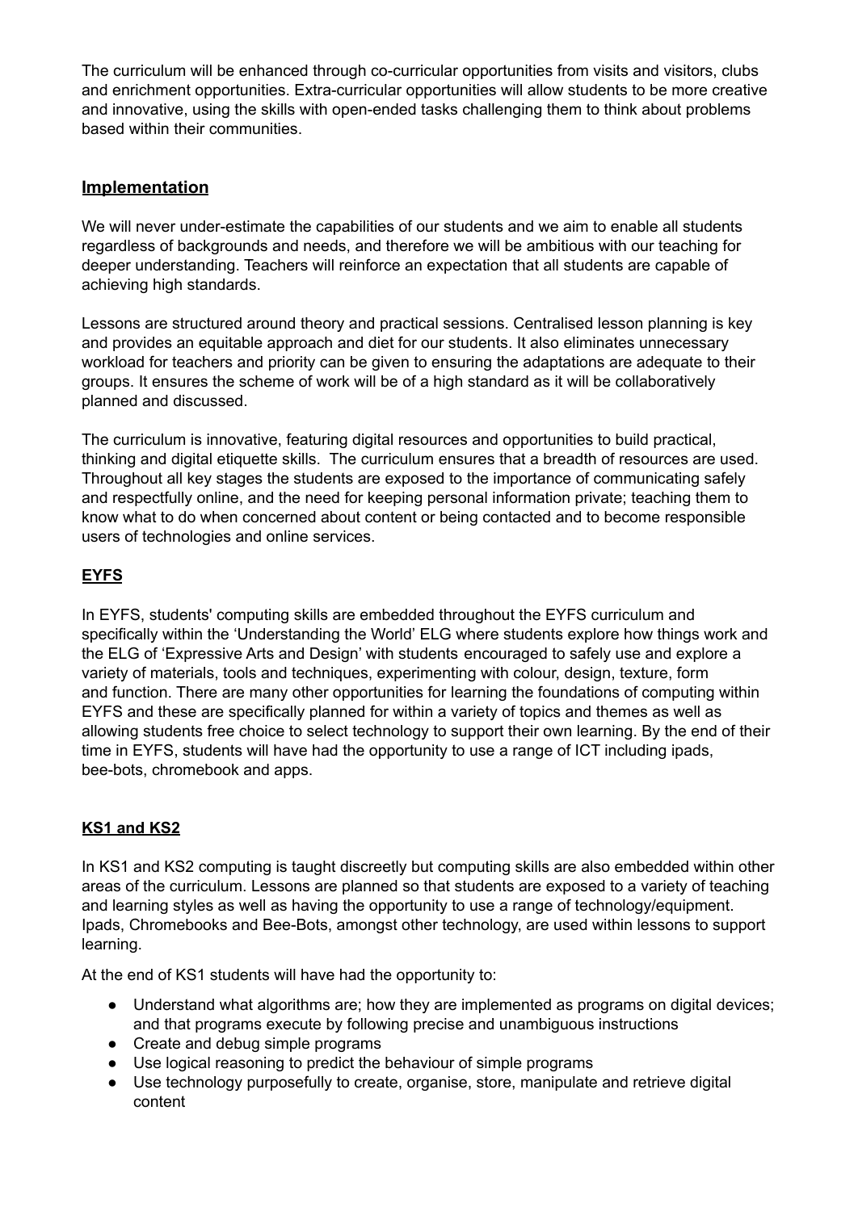The curriculum will be enhanced through co-curricular opportunities from visits and visitors, clubs and enrichment opportunities. Extra-curricular opportunities will allow students to be more creative and innovative, using the skills with open-ended tasks challenging them to think about problems based within their communities.

## **Implementation**

We will never under-estimate the capabilities of our students and we aim to enable all students regardless of backgrounds and needs, and therefore we will be ambitious with our teaching for deeper understanding. Teachers will reinforce an expectation that all students are capable of achieving high standards.

Lessons are structured around theory and practical sessions. Centralised lesson planning is key and provides an equitable approach and diet for our students. It also eliminates unnecessary workload for teachers and priority can be given to ensuring the adaptations are adequate to their groups. It ensures the scheme of work will be of a high standard as it will be collaboratively planned and discussed.

The curriculum is innovative, featuring digital resources and opportunities to build practical, thinking and digital etiquette skills. The curriculum ensures that a breadth of resources are used. Throughout all key stages the students are exposed to the importance of communicating safely and respectfully online, and the need for keeping personal information private; teaching them to know what to do when concerned about content or being contacted and to become responsible users of technologies and online services.

### **EYFS**

In EYFS, students' computing skills are embedded throughout the EYFS curriculum and specifically within the 'Understanding the World' ELG where students explore how things work and the ELG of 'Expressive Arts and Design' with students encouraged to safely use and explore a variety of materials, tools and techniques, experimenting with colour, design, texture, form and function. There are many other opportunities for learning the foundations of computing within EYFS and these are specifically planned for within a variety of topics and themes as well as allowing students free choice to select technology to support their own learning. By the end of their time in EYFS, students will have had the opportunity to use a range of ICT including ipads, bee-bots, chromebook and apps.

### **KS1 and KS2**

In KS1 and KS2 computing is taught discreetly but computing skills are also embedded within other areas of the curriculum. Lessons are planned so that students are exposed to a variety of teaching and learning styles as well as having the opportunity to use a range of technology/equipment. Ipads, Chromebooks and Bee-Bots, amongst other technology, are used within lessons to support learning.

At the end of KS1 students will have had the opportunity to:

- Understand what algorithms are; how they are implemented as programs on digital devices; and that programs execute by following precise and unambiguous instructions
- Create and debug simple programs
- Use logical reasoning to predict the behaviour of simple programs
- Use technology purposefully to create, organise, store, manipulate and retrieve digital content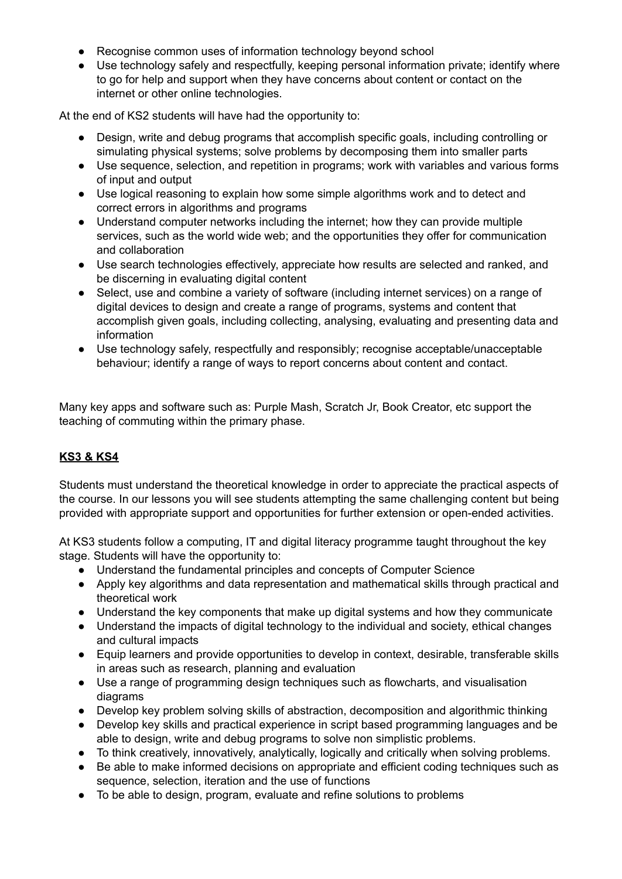- Recognise common uses of information technology beyond school
- Use technology safely and respectfully, keeping personal information private; identify where to go for help and support when they have concerns about content or contact on the internet or other online technologies.

At the end of KS2 students will have had the opportunity to:

- Design, write and debug programs that accomplish specific goals, including controlling or simulating physical systems; solve problems by decomposing them into smaller parts
- Use sequence, selection, and repetition in programs; work with variables and various forms of input and output
- Use logical reasoning to explain how some simple algorithms work and to detect and correct errors in algorithms and programs
- Understand computer networks including the internet; how they can provide multiple services, such as the world wide web; and the opportunities they offer for communication and collaboration
- Use search technologies effectively, appreciate how results are selected and ranked, and be discerning in evaluating digital content
- Select, use and combine a variety of software (including internet services) on a range of digital devices to design and create a range of programs, systems and content that accomplish given goals, including collecting, analysing, evaluating and presenting data and information
- Use technology safely, respectfully and responsibly; recognise acceptable/unacceptable behaviour; identify a range of ways to report concerns about content and contact.

Many key apps and software such as: Purple Mash, Scratch Jr, Book Creator, etc support the teaching of commuting within the primary phase.

**KS3 & KS4**

Students must understand the theoretical knowledge in order to appreciate the practical aspects of the course. In our lessons you will see students attempting the same challenging content but being provided with appropriate support and opportunities for further extension or open-ended activities.

At KS3 students follow a computing, IT and digital literacy programme taught throughout the key stage. Students will have the opportunity to:

- Understand the fundamental principles and concepts of Computer Science
- Apply key algorithms and data representation and mathematical skills through practical and theoretical work
- Understand the key components that make up digital systems and how they communicate
- Understand the impacts of digital technology to the individual and society, ethical changes and cultural impacts
- Equip learners and provide opportunities to develop in context, desirable, transferable skills in areas such as research, planning and evaluation
- Use a range of programming design techniques such as flowcharts, and visualisation diagrams
- Develop key problem solving skills of abstraction, decomposition and algorithmic thinking
- Develop key skills and practical experience in script based programming languages and be able to design, write and debug programs to solve non simplistic problems.
- To think creatively, innovatively, analytically, logically and critically when solving problems.
- Be able to make informed decisions on appropriate and efficient coding techniques such as sequence, selection, iteration and the use of functions
- To be able to design, program, evaluate and refine solutions to problems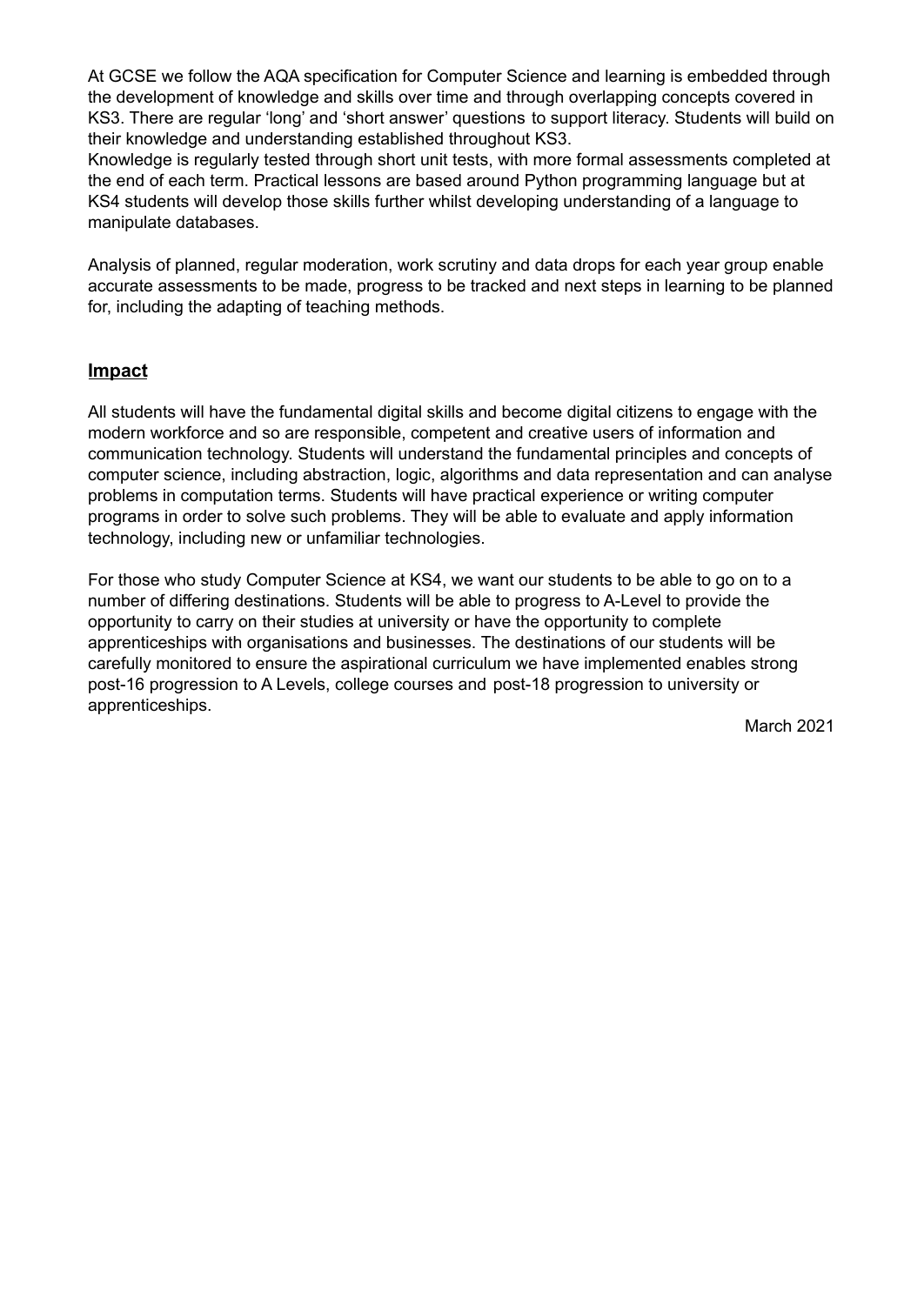At GCSE we follow the AQA specification for Computer Science and learning is embedded through the development of knowledge and skills over time and through overlapping concepts covered in KS3. There are regular 'long' and 'short answer' questions to support literacy. Students will build on their knowledge and understanding established throughout KS3.
Knowledge is regularly tested through short unit tests, with more formal assessments completed at the end of each term. Practical lessons are based around Python programming language but at KS4 students will develop those skills further whilst developing understanding of a language to manipulate databases.

Analysis of planned, regular moderation, work scrutiny and data drops for each year group enable accurate assessments to be made, progress to be tracked and next steps in learning to be planned for, including the adapting of teaching methods.

## **Impact**

All students will have the fundamental digital skills and become digital citizens to engage with the modern workforce and so are responsible, competent and creative users of information and communication technology. Students will understand the fundamental principles and concepts of computer science, including abstraction, logic, algorithms and data representation and can analyse problems in computation terms. Students will have practical experience or writing computer programs in order to solve such problems. They will be able to evaluate and apply information technology, including new or unfamiliar technologies.

For those who study Computer Science at KS4, we want our students to be able to go on to a number of differing destinations. Students will be able to progress to A-Level to provide the opportunity to carry on their studies at university or have the opportunity to complete apprenticeships with organisations and businesses. The destinations of our students will be carefully monitored to ensure the aspirational curriculum we have implemented enables strong post-16 progression to A Levels, college courses and post-18 progression to university or apprenticeships.

March 2021